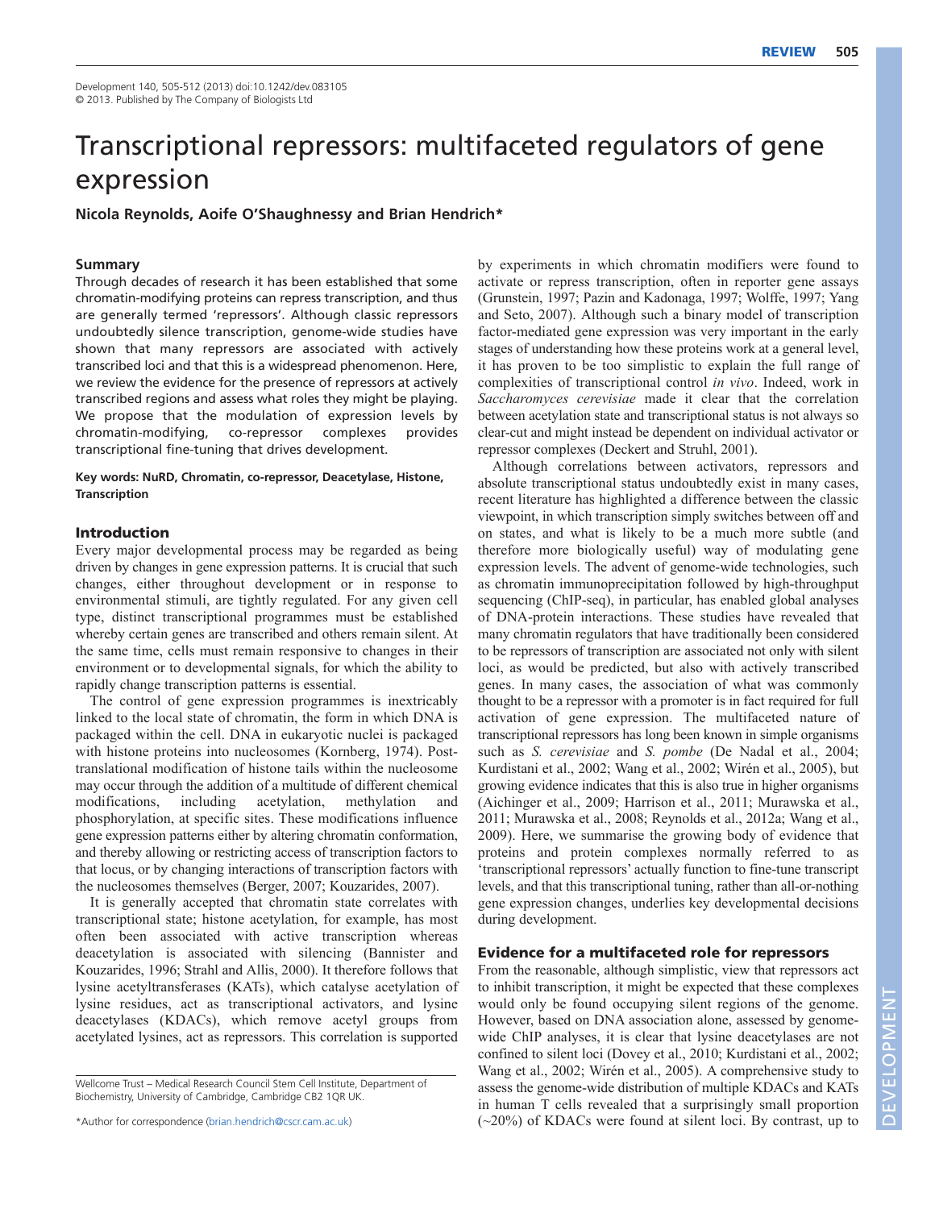Development 140, 505-512 (2013) doi:10.1242/dev.083105
© 2013. Published by The Company of Biologists Ltd

# Transcriptional repressors: multifaceted regulators of gene expression

**Nicola Reynolds, Aoife O'Shaughnessy and Brian Hendrich***

## Summary

Through decades of research it has been established that some chromatin-modifying proteins can repress transcription, and thus are generally termed 'repressors'. Although classic repressors undoubtedly silence transcription, genome-wide studies have shown that many repressors are associated with actively transcribed loci and that this is a widespread phenomenon. Here, we review the evidence for the presence of repressors at actively transcribed regions and assess what roles they might be playing. We propose that the modulation of expression levels by chromatin-modifying, co-repressor complexes provides transcriptional fine-tuning that drives development.

**Key words: NuRD, Chromatin, co-repressor, Deacetylase, Histone, Transcription**

## Introduction

Every major developmental process may be regarded as being driven by changes in gene expression patterns. It is crucial that such changes, either throughout development or in response to environmental stimuli, are tightly regulated. For any given cell type, distinct transcriptional programmes must be established whereby certain genes are transcribed and others remain silent. At the same time, cells must remain responsive to changes in their environment or to developmental signals, for which the ability to rapidly change transcription patterns is essential.

The control of gene expression programmes is inextricably linked to the local state of chromatin, the form in which DNA is packaged within the cell. DNA in eukaryotic nuclei is packaged with histone proteins into nucleosomes (Kornberg, 1974). Post-translational modification of histone tails within the nucleosome may occur through the addition of a multitude of different chemical modifications, including acetylation, methylation and phosphorylation, at specific sites. These modifications influence gene expression patterns either by altering chromatin conformation, and thereby allowing or restricting access of transcription factors to that locus, or by changing interactions of transcription factors with the nucleosomes themselves (Berger, 2007; Kouzarides, 2007).

It is generally accepted that chromatin state correlates with transcriptional state; histone acetylation, for example, has most often been associated with active transcription whereas deacetylation is associated with silencing (Bannister and Kouzarides, 1996; Strahl and Allis, 2000). It therefore follows that lysine acetyltransferases (KATs), which catalyse acetylation of lysine residues, act as transcriptional activators, and lysine deacetylases (KDACs), which remove acetyl groups from acetylated lysines, act as repressors. This correlation is supported by experiments in which chromatin modifiers were found to activate or repress transcription, often in reporter gene assays (Grunstein, 1997; Pazin and Kadonaga, 1997; Wolffe, 1997; Yang and Seto, 2007). Although such a binary model of transcription factor-mediated gene expression was very important in the early stages of understanding how these proteins work at a general level, it has proven to be too simplistic to explain the full range of complexities of transcriptional control *in vivo*. Indeed, work in *Saccharomyces cerevisiae* made it clear that the correlation between acetylation state and transcriptional status is not always so clear-cut and might instead be dependent on individual activator or repressor complexes (Deckert and Struhl, 2001).

Although correlations between activators, repressors and absolute transcriptional status undoubtedly exist in many cases, recent literature has highlighted a difference between the classic viewpoint, in which transcription simply switches between off and on states, and what is likely to be a much more subtle (and therefore more biologically useful) way of modulating gene expression levels. The advent of genome-wide technologies, such as chromatin immunoprecipitation followed by high-throughput sequencing (ChIP-seq), in particular, has enabled global analyses of DNA-protein interactions. These studies have revealed that many chromatin regulators that have traditionally been considered to be repressors of transcription are associated not only with silent loci, as would be predicted, but also with actively transcribed genes. In many cases, the association of what was commonly thought to be a repressor with a promoter is in fact required for full activation of gene expression. The multifaceted nature of transcriptional repressors has long been known in simple organisms such as *S. cerevisiae* and *S. pombe* (De Nadal et al., 2004; Kurdistani et al., 2002; Wang et al., 2002; Wirén et al., 2005), but growing evidence indicates that this is also true in higher organisms (Aichinger et al., 2009; Harrison et al., 2011; Murawska et al., 2011; Murawska et al., 2008; Reynolds et al., 2012a; Wang et al., 2009). Here, we summarise the growing body of evidence that proteins and protein complexes normally referred to as 'transcriptional repressors' actually function to fine-tune transcript levels, and that this transcriptional tuning, rather than all-or-nothing gene expression changes, underlies key developmental decisions during development.

## Evidence for a multifaceted role for repressors

From the reasonable, although simplistic, view that repressors act to inhibit transcription, it might be expected that these complexes would only be found occupying silent regions of the genome. However, based on DNA association alone, assessed by genome-wide ChIP analyses, it is clear that lysine deacetylases are not confined to silent loci (Dovey et al., 2010; Kurdistani et al., 2002; Wang et al., 2002; Wirén et al., 2005). A comprehensive study to assess the genome-wide distribution of multiple KDACs and KATs in human T cells revealed that a surprisingly small proportion (~20%) of KDACs were found at silent loci. By contrast, up to

Wellcome Trust – Medical Research Council Stem Cell Institute, Department of Biochemistry, University of Cambridge, Cambridge CB2 1QR UK.

*Author for correspondence (brian.hendrich@cscr.cam.ac.uk)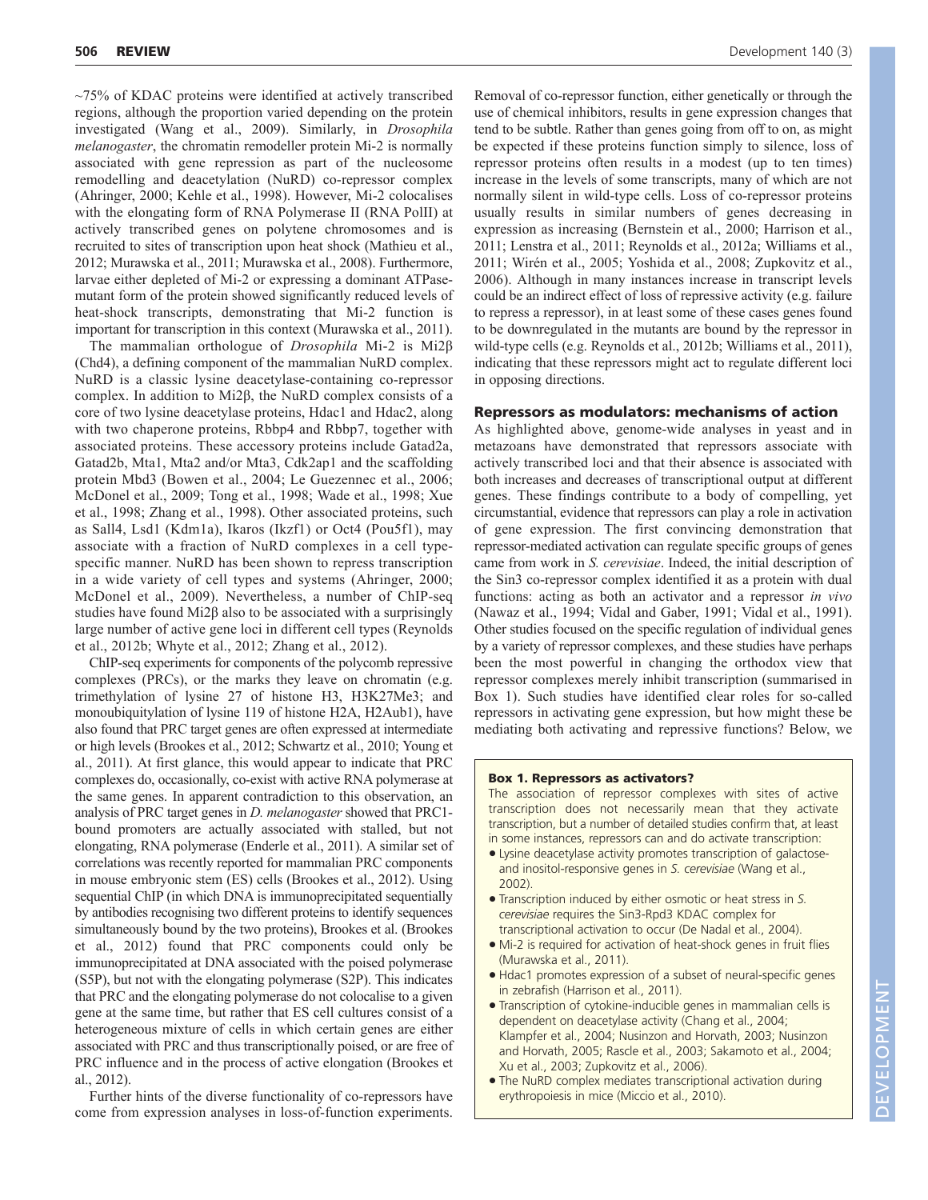~75% of KDAC proteins were identified at actively transcribed regions, although the proportion varied depending on the protein investigated (Wang et al., 2009). Similarly, in *Drosophila melanogaster*, the chromatin remodeller protein Mi-2 is normally associated with gene repression as part of the nucleosome remodelling and deacetylation (NuRD) co-repressor complex (Ahringer, 2000; Kehle et al., 1998). However, Mi-2 colocalises with the elongating form of RNA Polymerase II (RNA PolII) at actively transcribed genes on polytene chromosomes and is recruited to sites of transcription upon heat shock (Mathieu et al., 2012; Murawska et al., 2011; Murawska et al., 2008). Furthermore, larvae either depleted of Mi-2 or expressing a dominant ATPase-mutant form of the protein showed significantly reduced levels of heat-shock transcripts, demonstrating that Mi-2 function is important for transcription in this context (Murawska et al., 2011).

The mammalian orthologue of *Drosophila* Mi-2 is Mi2β (Chd4), a defining component of the mammalian NuRD complex. NuRD is a classic lysine deacetylase-containing co-repressor complex. In addition to Mi2β, the NuRD complex consists of a core of two lysine deacetylase proteins, Hdac1 and Hdac2, along with two chaperone proteins, Rbbp4 and Rbbp7, together with associated proteins. These accessory proteins include Gatad2a, Gatad2b, Mta1, Mta2 and/or Mta3, Cdk2ap1 and the scaffolding protein Mbd3 (Bowen et al., 2004; Le Guezennec et al., 2006; McDonel et al., 2009; Tong et al., 1998; Wade et al., 1998; Xue et al., 1998; Zhang et al., 1998). Other associated proteins, such as Sall4, Lsd1 (Kdm1a), Ikaros (Ikzf1) or Oct4 (Pou5f1), may associate with a fraction of NuRD complexes in a cell type-specific manner. NuRD has been shown to repress transcription in a wide variety of cell types and systems (Ahringer, 2000; McDonel et al., 2009). Nevertheless, a number of ChIP-seq studies have found Mi2β also to be associated with a surprisingly large number of active gene loci in different cell types (Reynolds et al., 2012b; Whyte et al., 2012; Zhang et al., 2012).

ChIP-seq experiments for components of the polycomb repressive complexes (PRCs), or the marks they leave on chromatin (e.g. trimethylation of lysine 27 of histone H3, H3K27Me3; and monoubiquitylation of lysine 119 of histone H2A, H2Aub1), have also found that PRC target genes are often expressed at intermediate or high levels (Brookes et al., 2012; Schwartz et al., 2010; Young et al., 2011). At first glance, this would appear to indicate that PRC complexes do, occasionally, co-exist with active RNA polymerase at the same genes. In apparent contradiction to this observation, an analysis of PRC target genes in *D. melanogaster* showed that PRC1-bound promoters are actually associated with stalled, but not elongating, RNA polymerase (Enderle et al., 2011). A similar set of correlations was recently reported for mammalian PRC components in mouse embryonic stem (ES) cells (Brookes et al., 2012). Using sequential ChIP (in which DNA is immunoprecipitated sequentially by antibodies recognising two different proteins to identify sequences simultaneously bound by the two proteins), Brookes et al. (Brookes et al., 2012) found that PRC components could only be immunoprecipitated at DNA associated with the poised polymerase (S5P), but not with the elongating polymerase (S2P). This indicates that PRC and the elongating polymerase do not colocalise to a given gene at the same time, but rather that ES cell cultures consist of a heterogeneous mixture of cells in which certain genes are either associated with PRC and thus transcriptionally poised, or are free of PRC influence and in the process of active elongation (Brookes et al., 2012).

Further hints of the diverse functionality of co-repressors have come from expression analyses in loss-of-function experiments. Removal of co-repressor function, either genetically or through the use of chemical inhibitors, results in gene expression changes that tend to be subtle. Rather than genes going from off to on, as might be expected if these proteins function simply to silence, loss of repressor proteins often results in a modest (up to ten times) increase in the levels of some transcripts, many of which are not normally silent in wild-type cells. Loss of co-repressor proteins usually results in similar numbers of genes decreasing in expression as increasing (Bernstein et al., 2000; Harrison et al., 2011; Lenstra et al., 2011; Reynolds et al., 2012a; Williams et al., 2011; Wirén et al., 2005; Yoshida et al., 2008; Zupkovitz et al., 2006). Although in many instances increase in transcript levels could be an indirect effect of loss of repressive activity (e.g. failure to repress a repressor), in at least some of these cases genes found to be downregulated in the mutants are bound by the repressor in wild-type cells (e.g. Reynolds et al., 2012b; Williams et al., 2011), indicating that these repressors might act to regulate different loci in opposing directions.

## Repressors as modulators: mechanisms of action

As highlighted above, genome-wide analyses in yeast and in metazoans have demonstrated that repressors associate with actively transcribed loci and that their absence is associated with both increases and decreases of transcriptional output at different genes. These findings contribute to a body of compelling, yet circumstantial, evidence that repressors can play a role in activation of gene expression. The first convincing demonstration that repressor-mediated activation can regulate specific groups of genes came from work in *S. cerevisiae*. Indeed, the initial description of the Sin3 co-repressor complex identified it as a protein with dual functions: acting as both an activator and a repressor *in vivo* (Nawaz et al., 1994; Vidal and Gaber, 1991; Vidal et al., 1991). Other studies focused on the specific regulation of individual genes by a variety of repressor complexes, and these studies have perhaps been the most powerful in changing the orthodox view that repressor complexes merely inhibit transcription (summarised in Box 1). Such studies have identified clear roles for so-called repressors in activating gene expression, but how might these be mediating both activating and repressive functions? Below, we

### Box 1. Repressors as activators?

The association of repressor complexes with sites of active transcription does not necessarily mean that they activate transcription, but a number of detailed studies confirm that, at least in some instances, repressors can and do activate transcription:

- Lysine deacetylase activity promotes transcription of galactose- and inositol-responsive genes in *S. cerevisiae* (Wang et al., 2002).
- Transcription induced by either osmotic or heat stress in *S. cerevisiae* requires the Sin3-Rpd3 KDAC complex for transcriptional activation to occur (De Nadal et al., 2004).
- Mi-2 is required for activation of heat-shock genes in fruit flies (Murawska et al., 2011).
- Hdac1 promotes expression of a subset of neural-specific genes in zebrafish (Harrison et al., 2011).
- Transcription of cytokine-inducible genes in mammalian cells is dependent on deacetylase activity (Chang et al., 2004; Klampfer et al., 2004; Nusinzon and Horvath, 2003; Nusinzon and Horvath, 2005; Rascle et al., 2003; Sakamoto et al., 2004; Xu et al., 2003; Zupkovitz et al., 2006).
- The NuRD complex mediates transcriptional activation during erythropoiesis in mice (Miccio et al., 2010).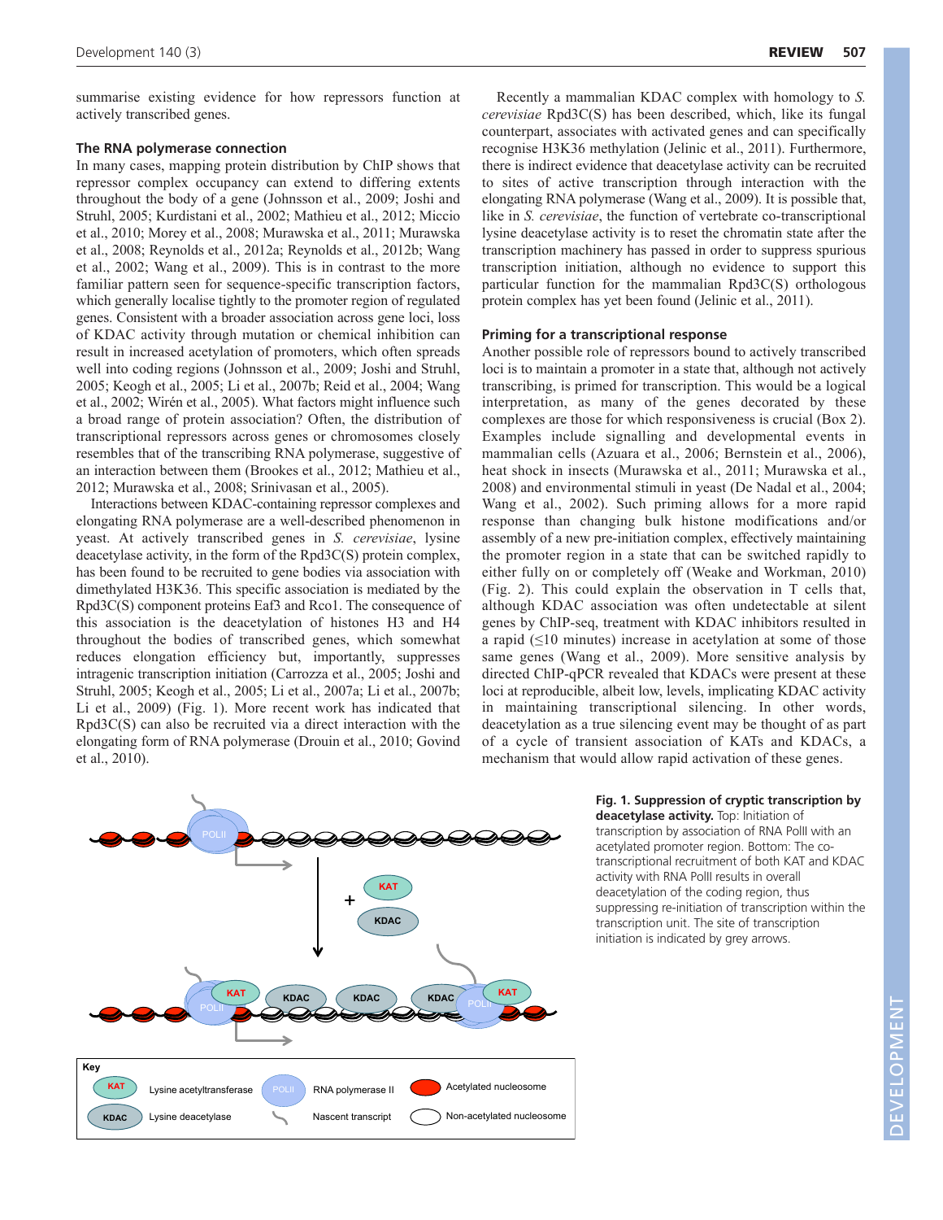summarise existing evidence for how repressors function at actively transcribed genes.

### The RNA polymerase connection

In many cases, mapping protein distribution by ChIP shows that repressor complex occupancy can extend to differing extents throughout the body of a gene (Johnsson et al., 2009; Joshi and Struhl, 2005; Kurdistani et al., 2002; Mathieu et al., 2012; Miccio et al., 2010; Morey et al., 2008; Murawska et al., 2011; Murawska et al., 2008; Reynolds et al., 2012a; Reynolds et al., 2012b; Wang et al., 2002; Wang et al., 2009). This is in contrast to the more familiar pattern seen for sequence-specific transcription factors, which generally localise tightly to the promoter region of regulated genes. Consistent with a broader association across gene loci, loss of KDAC activity through mutation or chemical inhibition can result in increased acetylation of promoters, which often spreads well into coding regions (Johnsson et al., 2009; Joshi and Struhl, 2005; Keogh et al., 2005; Li et al., 2007b; Reid et al., 2004; Wang et al., 2002; Wirén et al., 2005). What factors might influence such a broad range of protein association? Often, the distribution of transcriptional repressors across genes or chromosomes closely resembles that of the transcribing RNA polymerase, suggestive of an interaction between them (Brookes et al., 2012; Mathieu et al., 2012; Murawska et al., 2008; Srinivasan et al., 2005).

Interactions between KDAC-containing repressor complexes and elongating RNA polymerase are a well-described phenomenon in yeast. At actively transcribed genes in *S. cerevisiae*, lysine deacetylase activity, in the form of the Rpd3C(S) protein complex, has been found to be recruited to gene bodies via association with dimethylated H3K36. This specific association is mediated by the Rpd3C(S) component proteins Eaf3 and Rco1. The consequence of this association is the deacetylation of histones H3 and H4 throughout the bodies of transcribed genes, which somewhat reduces elongation efficiency but, importantly, suppresses intragenic transcription initiation (Carrozza et al., 2005; Joshi and Struhl, 2005; Keogh et al., 2005; Li et al., 2007a; Li et al., 2007b; Li et al., 2009) (Fig. 1). More recent work has indicated that Rpd3C(S) can also be recruited via a direct interaction with the elongating form of RNA polymerase (Drouin et al., 2010; Govind et al., 2010).

Recently a mammalian KDAC complex with homology to *S. cerevisiae* Rpd3C(S) has been described, which, like its fungal counterpart, associates with activated genes and can specifically recognise H3K36 methylation (Jelinic et al., 2011). Furthermore, there is indirect evidence that deacetylase activity can be recruited to sites of active transcription through interaction with the elongating RNA polymerase (Wang et al., 2009). It is possible that, like in *S. cerevisiae*, the function of vertebrate co-transcriptional lysine deacetylase activity is to reset the chromatin state after the transcription machinery has passed in order to suppress spurious transcription initiation, although no evidence to support this particular function for the mammalian Rpd3C(S) orthologous protein complex has yet been found (Jelinic et al., 2011).

### Priming for a transcriptional response

Another possible role of repressors bound to actively transcribed loci is to maintain a promoter in a state that, although not actively transcribing, is primed for transcription. This would be a logical interpretation, as many of the genes decorated by these complexes are those for which responsiveness is crucial (Box 2). Examples include signalling and developmental events in mammalian cells (Azuara et al., 2006; Bernstein et al., 2006), heat shock in insects (Murawska et al., 2011; Murawska et al., 2008) and environmental stimuli in yeast (De Nadal et al., 2004; Wang et al., 2002). Such priming allows for a more rapid response than changing bulk histone modifications and/or assembly of a new pre-initiation complex, effectively maintaining the promoter region in a state that can be switched rapidly to either fully on or completely off (Weake and Workman, 2010) (Fig. 2). This could explain the observation in T cells that, although KDAC association was often undetectable at silent genes by ChIP-seq, treatment with KDAC inhibitors resulted in a rapid (≤10 minutes) increase in acetylation at some of those same genes (Wang et al., 2009). More sensitive analysis by directed ChIP-qPCR revealed that KDACs were present at these loci at reproducible, albeit low, levels, implicating KDAC activity in maintaining transcriptional silencing. In other words, deacetylation as a true silencing event may be thought of as part of a cycle of transient association of KATs and KDACs, a mechanism that would allow rapid activation of these genes.

**Fig. 1. Suppression of cryptic transcription by deacetylase activity.** Top: Initiation of transcription by association of RNA PolII with an acetylated promoter region. Bottom: The co-transcriptional recruitment of both KAT and KDAC activity with RNA PolII results in overall deacetylation of the coding region, thus suppressing re-initiation of transcription within the transcription unit. The site of transcription initiation is indicated by grey arrows.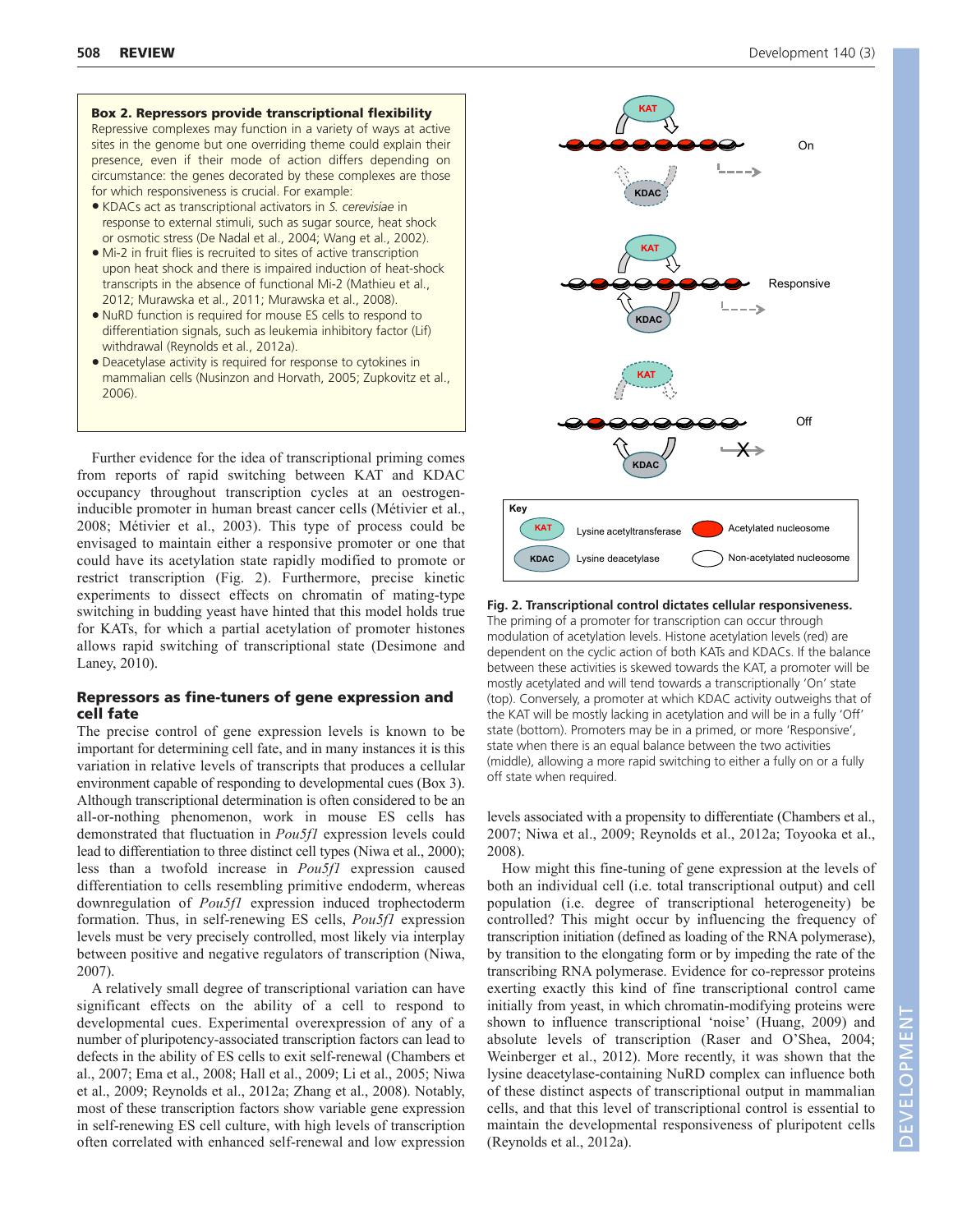**Box 2. Repressors provide transcriptional flexibility**

Repressive complexes may function in a variety of ways at active sites in the genome but one overriding theme could explain their presence, even if their mode of action differs depending on circumstance: the genes decorated by these complexes are those for which responsiveness is crucial. For example:

- KDACs act as transcriptional activators in *S. cerevisiae* in response to external stimuli, such as sugar source, heat shock or osmotic stress (De Nadal et al., 2004; Wang et al., 2002).
- Mi-2 in fruit flies is recruited to sites of active transcription upon heat shock and there is impaired induction of heat-shock transcripts in the absence of functional Mi-2 (Mathieu et al., 2012; Murawska et al., 2011; Murawska et al., 2008).
- NuRD function is required for mouse ES cells to respond to differentiation signals, such as leukemia inhibitory factor (Lif) withdrawal (Reynolds et al., 2012a).
- Deacetylase activity is required for response to cytokines in mammalian cells (Nusinzon and Horvath, 2005; Zupkovitz et al., 2006).

Further evidence for the idea of transcriptional priming comes from reports of rapid switching between KAT and KDAC occupancy throughout transcription cycles at an oestrogen-inducible promoter in human breast cancer cells (Métivier et al., 2008; Métivier et al., 2003). This type of process could be envisaged to maintain either a responsive promoter or one that could have its acetylation state rapidly modified to promote or restrict transcription (Fig. 2). Furthermore, precise kinetic experiments to dissect effects on chromatin of mating-type switching in budding yeast have hinted that this model holds true for KATs, for which a partial acetylation of promoter histones allows rapid switching of transcriptional state (Desimone and Laney, 2010).

**Fig. 2. Transcriptional control dictates cellular responsiveness.** The priming of a promoter for transcription can occur through modulation of acetylation levels. Histone acetylation levels (red) are dependent on the cyclic action of both KATs and KDACs. If the balance between these activities is skewed towards the KAT, a promoter will be mostly acetylated and will tend towards a transcriptionally 'On' state (top). Conversely, a promoter at which KDAC activity outweighs that of the KAT will be mostly lacking in acetylation and will be in a fully 'Off' state (bottom). Promoters may be in a primed, or more 'Responsive', state when there is an equal balance between the two activities (middle), allowing a more rapid switching to either a fully on or a fully off state when required.

## Repressors as fine-tuners of gene expression and cell fate

The precise control of gene expression levels is known to be important for determining cell fate, and in many instances it is this variation in relative levels of transcripts that produces a cellular environment capable of responding to developmental cues (Box 3). Although transcriptional determination is often considered to be an all-or-nothing phenomenon, work in mouse ES cells has demonstrated that fluctuation in *Pou5f1* expression levels could lead to differentiation to three distinct cell types (Niwa et al., 2000); less than a twofold increase in *Pou5f1* expression caused differentiation to cells resembling primitive endoderm, whereas downregulation of *Pou5f1* expression induced trophectoderm formation. Thus, in self-renewing ES cells, *Pou5f1* expression levels must be very precisely controlled, most likely via interplay between positive and negative regulators of transcription (Niwa, 2007).

A relatively small degree of transcriptional variation can have significant effects on the ability of a cell to respond to developmental cues. Experimental overexpression of any of a number of pluripotency-associated transcription factors can lead to defects in the ability of ES cells to exit self-renewal (Chambers et al., 2007; Ema et al., 2008; Hall et al., 2009; Li et al., 2005; Niwa et al., 2009; Reynolds et al., 2012a; Zhang et al., 2008). Notably, most of these transcription factors show variable gene expression in self-renewing ES cell culture, with high levels of transcription often correlated with enhanced self-renewal and low expression levels associated with a propensity to differentiate (Chambers et al., 2007; Niwa et al., 2009; Reynolds et al., 2012a; Toyooka et al., 2008).

How might this fine-tuning of gene expression at the levels of both an individual cell (i.e. total transcriptional output) and cell population (i.e. degree of transcriptional heterogeneity) be controlled? This might occur by influencing the frequency of transcription initiation (defined as loading of the RNA polymerase), by transition to the elongating form or by impeding the rate of the transcribing RNA polymerase. Evidence for co-repressor proteins exerting exactly this kind of fine transcriptional control came initially from yeast, in which chromatin-modifying proteins were shown to influence transcriptional 'noise' (Huang, 2009) and absolute levels of transcription (Raser and O'Shea, 2004; Weinberger et al., 2012). More recently, it was shown that the lysine deacetylase-containing NuRD complex can influence both of these distinct aspects of transcriptional output in mammalian cells, and that this level of transcriptional control is essential to maintain the developmental responsiveness of pluripotent cells (Reynolds et al., 2012a).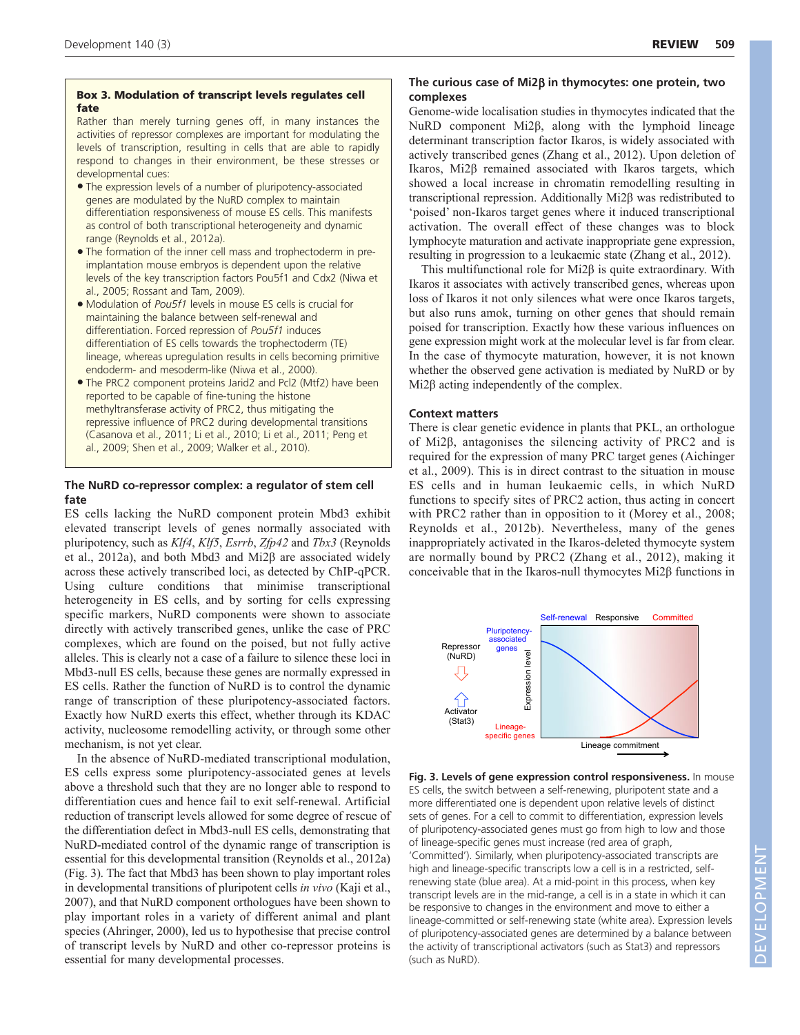**Box 3. Modulation of transcript levels regulates cell fate**

Rather than merely turning genes off, in many instances the activities of repressor complexes are important for modulating the levels of transcription, resulting in cells that are able to rapidly respond to changes in their environment, be these stresses or developmental cues:

- The expression levels of a number of pluripotency-associated genes are modulated by the NuRD complex to maintain differentiation responsiveness of mouse ES cells. This manifests as control of both transcriptional heterogeneity and dynamic range (Reynolds et al., 2012a).
- The formation of the inner cell mass and trophectoderm in pre-implantation mouse embryos is dependent upon the relative levels of the key transcription factors Pou5f1 and Cdx2 (Niwa et al., 2005; Rossant and Tam, 2009).
- Modulation of *Pou5f1* levels in mouse ES cells is crucial for maintaining the balance between self-renewal and differentiation. Forced repression of *Pou5f1* induces differentiation of ES cells towards the trophectoderm (TE) lineage, whereas upregulation results in cells becoming primitive endoderm- and mesoderm-like (Niwa et al., 2000).
- The PRC2 component proteins Jarid2 and Pcl2 (Mtf2) have been reported to be capable of fine-tuning the histone methyltransferase activity of PRC2, thus mitigating the repressive influence of PRC2 during developmental transitions (Casanova et al., 2011; Li et al., 2010; Li et al., 2011; Peng et al., 2009; Shen et al., 2009; Walker et al., 2010).

### The NuRD co-repressor complex: a regulator of stem cell fate

ES cells lacking the NuRD component protein Mbd3 exhibit elevated transcript levels of genes normally associated with pluripotency, such as *Klf4*, *Klf5*, *Esrrb*, *Zfp42* and *Tbx3* (Reynolds et al., 2012a), and both Mbd3 and Mi2β are associated widely across these actively transcribed loci, as detected by ChIP-qPCR. Using culture conditions that minimise transcriptional heterogeneity in ES cells, and by sorting for cells expressing specific markers, NuRD components were shown to associate directly with actively transcribed genes, unlike the case of PRC complexes, which are found on the poised, but not fully active alleles. This is clearly not a case of a failure to silence these loci in Mbd3-null ES cells, because these genes are normally expressed in ES cells. Rather the function of NuRD is to control the dynamic range of transcription of these pluripotency-associated factors. Exactly how NuRD exerts this effect, whether through its KDAC activity, nucleosome remodelling activity, or through some other mechanism, is not yet clear.

In the absence of NuRD-mediated transcriptional modulation, ES cells express some pluripotency-associated genes at levels above a threshold such that they are no longer able to respond to differentiation cues and hence fail to exit self-renewal. Artificial reduction of transcript levels allowed for some degree of rescue of the differentiation defect in Mbd3-null ES cells, demonstrating that NuRD-mediated control of the dynamic range of transcription is essential for this developmental transition (Reynolds et al., 2012a) (Fig. 3). The fact that Mbd3 has been shown to play important roles in developmental transitions of pluripotent cells *in vivo* (Kaji et al., 2007), and that NuRD component orthologues have been shown to play important roles in a variety of different animal and plant species (Ahringer, 2000), led us to hypothesise that precise control of transcript levels by NuRD and other co-repressor proteins is essential for many developmental processes.

### The curious case of Mi2β in thymocytes: one protein, two complexes

Genome-wide localisation studies in thymocytes indicated that the NuRD component Mi2β, along with the lymphoid lineage determinant transcription factor Ikaros, is widely associated with actively transcribed genes (Zhang et al., 2012). Upon deletion of Ikaros, Mi2β remained associated with Ikaros targets, which showed a local increase in chromatin remodelling resulting in transcriptional repression. Additionally Mi2β was redistributed to 'poised' non-Ikaros target genes where it induced transcriptional activation. The overall effect of these changes was to block lymphocyte maturation and activate inappropriate gene expression, resulting in progression to a leukaemic state (Zhang et al., 2012).

This multifunctional role for Mi2β is quite extraordinary. With Ikaros it associates with actively transcribed genes, whereas upon loss of Ikaros it not only silences what were once Ikaros targets, but also runs amok, turning on other genes that should remain poised for transcription. Exactly how these various influences on gene expression might work at the molecular level is far from clear. In the case of thymocyte maturation, however, it is not known whether the observed gene activation is mediated by NuRD or by Mi2β acting independently of the complex.

### Context matters

There is clear genetic evidence in plants that PKL, an orthologue of Mi2β, antagonises the silencing activity of PRC2 and is required for the expression of many PRC target genes (Aichinger et al., 2009). This is in direct contrast to the situation in mouse ES cells and in human leukaemic cells, in which NuRD functions to specify sites of PRC2 action, thus acting in concert with PRC2 rather than in opposition to it (Morey et al., 2008; Reynolds et al., 2012b). Nevertheless, many of the genes inappropriately activated in the Ikaros-deleted thymocyte system are normally bound by PRC2 (Zhang et al., 2012), making it conceivable that in the Ikaros-null thymocytes Mi2β functions in

**Fig. 3. Levels of gene expression control responsiveness.** In mouse ES cells, the switch between a self-renewing, pluripotent state and a more differentiated one is dependent upon relative levels of distinct sets of genes. For a cell to commit to differentiation, expression levels of pluripotency-associated genes must go from high to low and those of lineage-specific genes must increase (red area of graph, 'Committed'). Similarly, when pluripotency-associated transcripts are high and lineage-specific transcripts low a cell is in a restricted, self-renewing state (blue area). At a mid-point in this process, when key transcript levels are in the mid-range, a cell is in a state in which it can be responsive to changes in the environment and move to either a lineage-committed or self-renewing state (white area). Expression levels of pluripotency-associated genes are determined by a balance between the activity of transcriptional activators (such as Stat3) and repressors (such as NuRD).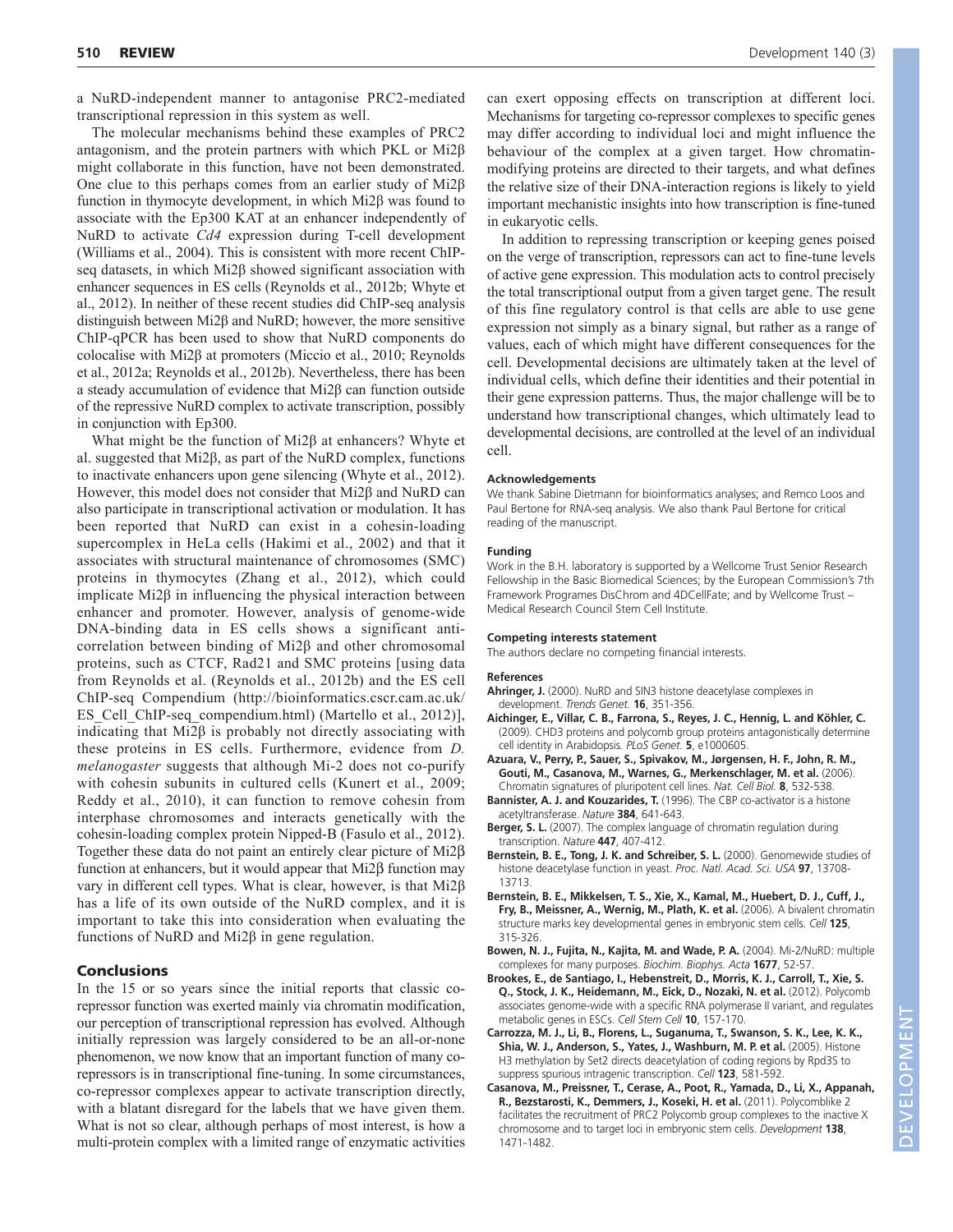a NuRD-independent manner to antagonise PRC2-mediated transcriptional repression in this system as well.

The molecular mechanisms behind these examples of PRC2 antagonism, and the protein partners with which PKL or Mi2β might collaborate in this function, have not been demonstrated. One clue to this perhaps comes from an earlier study of Mi2β function in thymocyte development, in which Mi2β was found to associate with the Ep300 KAT at an enhancer independently of NuRD to activate *Cd4* expression during T-cell development (Williams et al., 2004). This is consistent with more recent ChIP-seq datasets, in which Mi2β showed significant association with enhancer sequences in ES cells (Reynolds et al., 2012b; Whyte et al., 2012). In neither of these recent studies did ChIP-seq analysis distinguish between Mi2β and NuRD; however, the more sensitive ChIP-qPCR has been used to show that NuRD components do colocalise with Mi2β at promoters (Miccio et al., 2010; Reynolds et al., 2012a; Reynolds et al., 2012b). Nevertheless, there has been a steady accumulation of evidence that Mi2β can function outside of the repressive NuRD complex to activate transcription, possibly in conjunction with Ep300.

What might be the function of Mi2β at enhancers? Whyte et al. suggested that Mi2β, as part of the NuRD complex, functions to inactivate enhancers upon gene silencing (Whyte et al., 2012). However, this model does not consider that Mi2β and NuRD can also participate in transcriptional activation or modulation. It has been reported that NuRD can exist in a cohesin-loading supercomplex in HeLa cells (Hakimi et al., 2002) and that it associates with structural maintenance of chromosomes (SMC) proteins in thymocytes (Zhang et al., 2012), which could implicate Mi2β in influencing the physical interaction between enhancer and promoter. However, analysis of genome-wide DNA-binding data in ES cells shows a significant anti-correlation between binding of Mi2β and other chromosomal proteins, such as CTCF, Rad21 and SMC proteins [using data from Reynolds et al. (Reynolds et al., 2012b) and the ES cell ChIP-seq Compendium (http://bioinformatics.cscr.cam.ac.uk/ES_Cell_ChIP-seq_compendium.html) (Martello et al., 2012)], indicating that Mi2β is probably not directly associating with these proteins in ES cells. Furthermore, evidence from *D. melanogaster* suggests that although Mi-2 does not co-purify with cohesin subunits in cultured cells (Kunert et al., 2009; Reddy et al., 2010), it can function to remove cohesin from interphase chromosomes and interacts genetically with the cohesin-loading complex protein Nipped-B (Fasulo et al., 2012). Together these data do not paint an entirely clear picture of Mi2β function at enhancers, but it would appear that Mi2β function may vary in different cell types. What is clear, however, is that Mi2β has a life of its own outside of the NuRD complex, and it is important to take this into consideration when evaluating the functions of NuRD and Mi2β in gene regulation.

## Conclusions

In the 15 or so years since the initial reports that classic co-repressor function was exerted mainly via chromatin modification, our perception of transcriptional repression has evolved. Although initially repression was largely considered to be an all-or-none phenomenon, we now know that an important function of many co-repressors is in transcriptional fine-tuning. In some circumstances, co-repressor complexes appear to activate transcription directly, with a blatant disregard for the labels that we have given them. What is not so clear, although perhaps of most interest, is how a multi-protein complex with a limited range of enzymatic activities can exert opposing effects on transcription at different loci. Mechanisms for targeting co-repressor complexes to specific genes may differ according to individual loci and might influence the behaviour of the complex at a given target. How chromatin-modifying proteins are directed to their targets, and what defines the relative size of their DNA-interaction regions is likely to yield important mechanistic insights into how transcription is fine-tuned in eukaryotic cells.

In addition to repressing transcription or keeping genes poised on the verge of transcription, repressors can act to fine-tune levels of active gene expression. This modulation acts to control precisely the total transcriptional output from a given target gene. The result of this fine regulatory control is that cells are able to use gene expression not simply as a binary signal, but rather as a range of values, each of which might have different consequences for the cell. Developmental decisions are ultimately taken at the level of individual cells, which define their identities and their potential in their gene expression patterns. Thus, the major challenge will be to understand how transcriptional changes, which ultimately lead to developmental decisions, are controlled at the level of an individual cell.

#### Acknowledgements

We thank Sabine Dietmann for bioinformatics analyses; and Remco Loos and Paul Bertone for RNA-seq analysis. We also thank Paul Bertone for critical reading of the manuscript.

#### Funding

Work in the B.H. laboratory is supported by a Wellcome Trust Senior Research Fellowship in the Basic Biomedical Sciences; by the European Commission's 7th Framework Programes DisChrom and 4DCellFate; and by Wellcome Trust – Medical Research Council Stem Cell Institute.

#### Competing interests statement

The authors declare no competing financial interests.

#### References

**Ahringer, J.** (2000). NuRD and SIN3 histone deacetylase complexes in development. *Trends Genet.* **16**, 351-356.

**Aichinger, E., Villar, C. B., Farrona, S., Reyes, J. C., Hennig, L. and Köhler, C.** (2009). CHD3 proteins and polycomb group proteins antagonistically determine cell identity in Arabidopsis. *PLoS Genet.* **5**, e1000605.

**Azuara, V., Perry, P., Sauer, S., Spivakov, M., Jørgensen, H. F., John, R. M., Gouti, M., Casanova, M., Warnes, G., Merkenschlager, M. et al.** (2006). Chromatin signatures of pluripotent cell lines. *Nat. Cell Biol.* **8**, 532-538.

**Bannister, A. J. and Kouzarides, T.** (1996). The CBP co-activator is a histone acetyltransferase. *Nature* **384**, 641-643.

**Berger, S. L.** (2007). The complex language of chromatin regulation during transcription. *Nature* **447**, 407-412.

**Bernstein, B. E., Tong, J. K. and Schreiber, S. L.** (2000). Genomewide studies of histone deacetylase function in yeast. *Proc. Natl. Acad. Sci. USA* **97**, 13708-13713.

**Bernstein, B. E., Mikkelsen, T. S., Xie, X., Kamal, M., Huebert, D. J., Cuff, J., Fry, B., Meissner, A., Wernig, M., Plath, K. et al.** (2006). A bivalent chromatin structure marks key developmental genes in embryonic stem cells. *Cell* **125**, 315-326.

**Bowen, N. J., Fujita, N., Kajita, M. and Wade, P. A.** (2004). Mi-2/NuRD: multiple complexes for many purposes. *Biochim. Biophys. Acta* **1677**, 52-57.

**Brookes, E., de Santiago, I., Hebenstreit, D., Morris, K. J., Carroll, T., Xie, S. Q., Stock, J. K., Heidemann, M., Eick, D., Nozaki, N. et al.** (2012). Polycomb associates genome-wide with a specific RNA polymerase II variant, and regulates metabolic genes in ESCs. *Cell Stem Cell* **10**, 157-170.

**Carrozza, M. J., Li, B., Florens, L., Suganuma, T., Swanson, S. K., Lee, K. K., Shia, W. J., Anderson, S., Yates, J., Washburn, M. P. et al.** (2005). Histone H3 methylation by Set2 directs deacetylation of coding regions by Rpd3S to suppress spurious intragenic transcription. *Cell* **123**, 581-592.

**Casanova, M., Preissner, T., Cerase, A., Poot, R., Yamada, D., Li, X., Appanah, R., Bezstarosti, K., Demmers, J., Koseki, H. et al.** (2011). Polycomblike 2 facilitates the recruitment of PRC2 Polycomb group complexes to the inactive X chromosome and to target loci in embryonic stem cells. *Development* **138**, 1471-1482.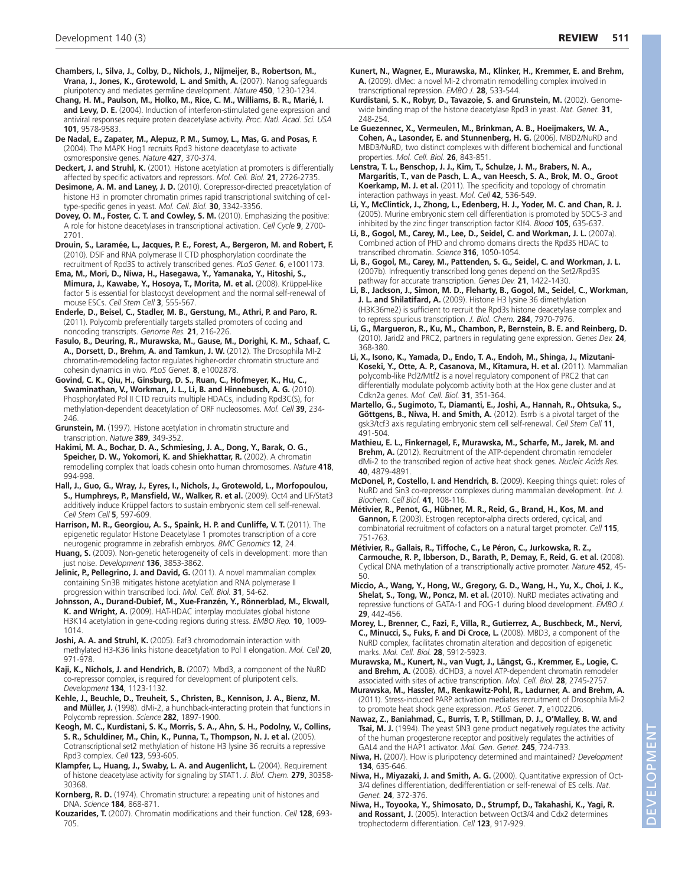**Chambers, I., Silva, J., Colby, D., Nichols, J., Nijmeijer, B., Robertson, M., Vrana, J., Jones, K., Grotewold, L. and Smith, A.** (2007). Nanog safeguards pluripotency and mediates germline development. *Nature* **450**, 1230-1234.

**Chang, H. M., Paulson, M., Holko, M., Rice, C. M., Williams, B. R., Marié, I. and Levy, D. E.** (2004). Induction of interferon-stimulated gene expression and antiviral responses require protein deacetylase activity. *Proc. Natl. Acad. Sci. USA* **101**, 9578-9583.

**De Nadal, E., Zapater, M., Alepuz, P. M., Sumoy, L., Mas, G. and Posas, F.** (2004). The MAPK Hog1 recruits Rpd3 histone deacetylase to activate osmoresponsive genes. *Nature* **427**, 370-374.

**Deckert, J. and Struhl, K.** (2001). Histone acetylation at promoters is differentially affected by specific activators and repressors. *Mol. Cell. Biol.* **21**, 2726-2735.

**Desimone, A. M. and Laney, J. D.** (2010). Corepressor-directed preacetylation of histone H3 in promoter chromatin primes rapid transcriptional switching of cell-type-specific genes in yeast. *Mol. Cell. Biol.* **30**, 3342-3356.

**Dovey, O. M., Foster, C. T. and Cowley, S. M.** (2010). Emphasizing the positive: A role for histone deacetylases in transcriptional activation. *Cell Cycle* **9**, 2700-2701.

**Drouin, S., Laramée, L., Jacques, P. E., Forest, A., Bergeron, M. and Robert, F.** (2010). DSIF and RNA polymerase II CTD phosphorylation coordinate the recruitment of Rpd3S to actively transcribed genes. *PLoS Genet.* **6**, e1001173.

**Ema, M., Mori, D., Niwa, H., Hasegawa, Y., Yamanaka, Y., Hitoshi, S., Mimura, J., Kawabe, Y., Hosoya, T., Morita, M. et al.** (2008). Krüppel-like factor 5 is essential for blastocyst development and the normal self-renewal of mouse ESCs. *Cell Stem Cell* **3**, 555-567.

**Enderle, D., Beisel, C., Stadler, M. B., Gerstung, M., Athri, P. and Paro, R.** (2011). Polycomb preferentially targets stalled promoters of coding and noncoding transcripts. *Genome Res.* **21**, 216-226.

**Fasulo, B., Deuring, R., Murawska, M., Gause, M., Dorighi, K. M., Schaaf, C. A., Dorsett, D., Brehm, A. and Tamkun, J. W.** (2012). The Drosophila MI-2 chromatin-remodeling factor regulates higher-order chromatin structure and cohesin dynamics in vivo. *PLoS Genet.* **8**, e1002878.

**Govind, C. K., Qiu, H., Ginsburg, D. S., Ruan, C., Hofmeyer, K., Hu, C., Swaminathan, V., Workman, J. L., Li, B. and Hinnebusch, A. G.** (2010). Phosphorylated Pol II CTD recruits multiple HDACs, including Rpd3C(S), for methylation-dependent deacetylation of ORF nucleosomes. *Mol. Cell* **39**, 234-246.

**Grunstein, M.** (1997). Histone acetylation in chromatin structure and transcription. *Nature* **389**, 349-352.

**Hakimi, M. A., Bochar, D. A., Schmiesing, J. A., Dong, Y., Barak, O. G., Speicher, D. W., Yokomori, K. and Shiekhattar, R.** (2002). A chromatin remodelling complex that loads cohesin onto human chromosomes. *Nature* **418**, 994-998.

**Hall, J., Guo, G., Wray, J., Eyres, I., Nichols, J., Grotewold, L., Morfopoulou, S., Humphreys, P., Mansfield, W., Walker, R. et al.** (2009). Oct4 and LIF/Stat3 additively induce Krüppel factors to sustain embryonic stem cell self-renewal. *Cell Stem Cell* **5**, 597-609.

**Harrison, M. R., Georgiou, A. S., Spaink, H. P. and Cunliffe, V. T.** (2011). The epigenetic regulator Histone Deacetylase 1 promotes transcription of a core neurogenic programme in zebrafish embryos. *BMC Genomics* **12**, 24.

**Huang, S.** (2009). Non-genetic heterogeneity of cells in development: more than just noise. *Development* **136**, 3853-3862.

**Jelinic, P., Pellegrino, J. and David, G.** (2011). A novel mammalian complex containing Sin3B mitigates histone acetylation and RNA polymerase II progression within transcribed loci. *Mol. Cell. Biol.* **31**, 54-62.

**Johnsson, A., Durand-Dubief, M., Xue-Franzén, Y., Rönnerblad, M., Ekwall, K. and Wright, A.** (2009). HAT-HDAC interplay modulates global histone H3K14 acetylation in gene-coding regions during stress. *EMBO Rep.* **10**, 1009-1014.

**Joshi, A. A. and Struhl, K.** (2005). Eaf3 chromodomain interaction with methylated H3-K36 links histone deacetylation to Pol II elongation. *Mol. Cell* **20**, 971-978.

**Kaji, K., Nichols, J. and Hendrich, B.** (2007). Mbd3, a component of the NuRD co-repressor complex, is required for development of pluripotent cells. *Development* **134**, 1123-1132.

**Kehle, J., Beuchle, D., Treuheit, S., Christen, B., Kennison, J. A., Bienz, M. and Müller, J.** (1998). dMi-2, a hunchback-interacting protein that functions in Polycomb repression. *Science* **282**, 1897-1900.

**Keogh, M. C., Kurdistani, S. K., Morris, S. A., Ahn, S. H., Podolny, V., Collins, S. R., Schuldiner, M., Chin, K., Punna, T., Thompson, N. J. et al.** (2005). Cotranscriptional set2 methylation of histone H3 lysine 36 recruits a repressive Rpd3 complex. *Cell* **123**, 593-605.

**Klampfer, L., Huang, J., Swaby, L. A. and Augenlicht, L.** (2004). Requirement of histone deacetylase activity for signaling by STAT1. *J. Biol. Chem.* **279**, 30358-30368.

**Kornberg, R. D.** (1974). Chromatin structure: a repeating unit of histones and DNA. *Science* **184**, 868-871.

**Kouzarides, T.** (2007). Chromatin modifications and their function. *Cell* **128**, 693-705.

**Kunert, N., Wagner, E., Murawska, M., Klinker, H., Kremmer, E. and Brehm, A.** (2009). dMec: a novel Mi-2 chromatin remodelling complex involved in transcriptional repression. *EMBO J.* **28**, 533-544.

**Kurdistani, S. K., Robyr, D., Tavazoie, S. and Grunstein, M.** (2002). Genome-wide binding map of the histone deacetylase Rpd3 in yeast. *Nat. Genet.* **31**, 248-254.

**Le Guezennec, X., Vermeulen, M., Brinkman, A. B., Hoeijmakers, W. A., Cohen, A., Lasonder, E. and Stunnenberg, H. G.** (2006). MBD2/NuRD and MBD3/NuRD, two distinct complexes with different biochemical and functional properties. *Mol. Cell. Biol.* **26**, 843-851.

**Lenstra, T. L., Benschop, J. J., Kim, T., Schulze, J. M., Brabers, N. A., Margaritis, T., van de Pasch, L. A., van Heesch, S. A., Brok, M. O., Groot Koerkamp, M. J. et al.** (2011). The specificity and topology of chromatin interaction pathways in yeast. *Mol. Cell* **42**, 536-549.

**Li, Y., McClintick, J., Zhong, L., Edenberg, H. J., Yoder, M. C. and Chan, R. J.** (2005). Murine embryonic stem cell differentiation is promoted by SOCS-3 and inhibited by the zinc finger transcription factor Klf4. *Blood* **105**, 635-637.

**Li, B., Gogol, M., Carey, M., Lee, D., Seidel, C. and Workman, J. L.** (2007a). Combined action of PHD and chromo domains directs the Rpd3S HDAC to transcribed chromatin. *Science* **316**, 1050-1054.

**Li, B., Gogol, M., Carey, M., Pattenden, S. G., Seidel, C. and Workman, J. L.** (2007b). Infrequently transcribed long genes depend on the Set2/Rpd3S pathway for accurate transcription. *Genes Dev.* **21**, 1422-1430.

**Li, B., Jackson, J., Simon, M. D., Fleharty, B., Gogol, M., Seidel, C., Workman, J. L. and Shilatifard, A.** (2009). Histone H3 lysine 36 dimethylation (H3K36me2) is sufficient to recruit the Rpd3s histone deacetylase complex and to repress spurious transcription. *J. Biol. Chem.* **284**, 7970-7976.

**Li, G., Margueron, R., Ku, M., Chambon, P., Bernstein, B. E. and Reinberg, D.** (2010). Jarid2 and PRC2, partners in regulating gene expression. *Genes Dev.* **24**, 368-380.

**Li, X., Isono, K., Yamada, D., Endo, T. A., Endoh, M., Shinga, J., Mizutani-Koseki, Y., Otte, A. P., Casanova, M., Kitamura, H. et al.** (2011). Mammalian polycomb-like Pcl2/Mtf2 is a novel regulatory component of PRC2 that can differentially modulate polycomb activity both at the Hox gene cluster and at Cdkn2a genes. *Mol. Cell. Biol.* **31**, 351-364.

**Martello, G., Sugimoto, T., Diamanti, E., Joshi, A., Hannah, R., Ohtsuka, S., Göttgens, B., Niwa, H. and Smith, A.** (2012). Esrrb is a pivotal target of the gsk3/tcf3 axis regulating embryonic stem cell self-renewal. *Cell Stem Cell* **11**, 491-504.

**Mathieu, E. L., Finkernagel, F., Murawska, M., Scharfe, M., Jarek, M. and Brehm, A.** (2012). Recruitment of the ATP-dependent chromatin remodeler dMi-2 to the transcribed region of active heat shock genes. *Nucleic Acids Res.* **40**, 4879-4891.

**McDonel, P., Costello, I. and Hendrich, B.** (2009). Keeping things quiet: roles of NuRD and Sin3 co-repressor complexes during mammalian development. *Int. J. Biochem. Cell Biol.* **41**, 108-116.

**Métivier, R., Penot, G., Hübner, M. R., Reid, G., Brand, H., Kos, M. and Gannon, F.** (2003). Estrogen receptor-alpha directs ordered, cyclical, and combinatorial recruitment of cofactors on a natural target promoter. *Cell* **115**, 751-763.

**Métivier, R., Gallais, R., Tiffoche, C., Le Péron, C., Jurkowska, R. Z., Carmouche, R. P., Ibberson, D., Barath, P., Demay, F., Reid, G. et al.** (2008). Cyclical DNA methylation of a transcriptionally active promoter. *Nature* **452**, 45-50.

**Miccio, A., Wang, Y., Hong, W., Gregory, G. D., Wang, H., Yu, X., Choi, J. K., Shelat, S., Tong, W., Poncz, M. et al.** (2010). NuRD mediates activating and repressive functions of GATA-1 and FOG-1 during blood development. *EMBO J.* **29**, 442-456.

**Morey, L., Brenner, C., Fazi, F., Villa, R., Gutierrez, A., Buschbeck, M., Nervi, C., Minucci, S., Fuks, F. and Di Croce, L.** (2008). MBD3, a component of the NuRD complex, facilitates chromatin alteration and deposition of epigenetic marks. *Mol. Cell. Biol.* **28**, 5912-5923.

**Murawska, M., Kunert, N., van Vugt, J., Längst, G., Kremmer, E., Logie, C. and Brehm, A.** (2008). dCHD3, a novel ATP-dependent chromatin remodeler associated with sites of active transcription. *Mol. Cell. Biol.* **28**, 2745-2757.

**Murawska, M., Hassler, M., Renkawitz-Pohl, R., Ladurner, A. and Brehm, A.** (2011). Stress-induced PARP activation mediates recruitment of Drosophila Mi-2 to promote heat shock gene expression. *PLoS Genet.* **7**, e1002206.

**Nawaz, Z., Baniahmad, C., Burris, T. P., Stillman, D. J., O'Malley, B. W. and Tsai, M. J.** (1994). The yeast SIN3 gene product negatively regulates the activity of the human progesterone receptor and positively regulates the activities of GAL4 and the HAP1 activator. *Mol. Gen. Genet.* **245**, 724-733.

**Niwa, H.** (2007). How is pluripotency determined and maintained? *Development* **134**, 635-646.

**Niwa, H., Miyazaki, J. and Smith, A. G.** (2000). Quantitative expression of Oct-3/4 defines differentiation, dedifferentiation or self-renewal of ES cells. *Nat. Genet.* **24**, 372-376.

**Niwa, H., Toyooka, Y., Shimosato, D., Strumpf, D., Takahashi, K., Yagi, R. and Rossant, J.** (2005). Interaction between Oct3/4 and Cdx2 determines trophectoderm differentiation. *Cell* **123**, 917-929.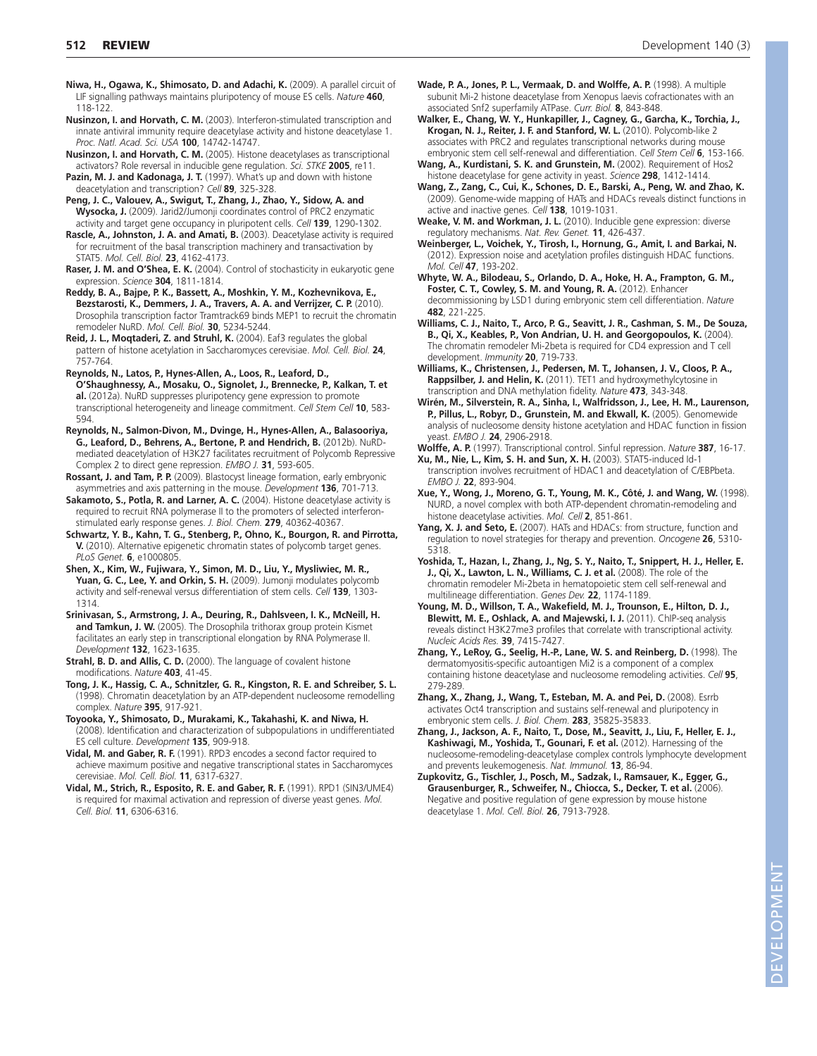**Niwa, H., Ogawa, K., Shimosato, D. and Adachi, K.** (2009). A parallel circuit of LIF signalling pathways maintains pluripotency of mouse ES cells. *Nature* **460**, 118-122.

**Nusinzon, I. and Horvath, C. M.** (2003). Interferon-stimulated transcription and innate antiviral immunity require deacetylase activity and histone deacetylase 1. *Proc. Natl. Acad. Sci. USA* **100**, 14742-14747.

**Nusinzon, I. and Horvath, C. M.** (2005). Histone deacetylases as transcriptional activators? Role reversal in inducible gene regulation. *Sci. STKE* **2005**, re11.

**Pazin, M. J. and Kadonaga, J. T.** (1997). What's up and down with histone deacetylation and transcription? *Cell* **89**, 325-328.

**Peng, J. C., Valouev, A., Swigut, T., Zhang, J., Zhao, Y., Sidow, A. and Wysocka, J.** (2009). Jarid2/Jumonji coordinates control of PRC2 enzymatic activity and target gene occupancy in pluripotent cells. *Cell* **139**, 1290-1302.

**Rascle, A., Johnston, J. A. and Amati, B.** (2003). Deacetylase activity is required for recruitment of the basal transcription machinery and transactivation by STAT5. *Mol. Cell. Biol.* **23**, 4162-4173.

**Raser, J. M. and O'Shea, E. K.** (2004). Control of stochasticity in eukaryotic gene expression. *Science* **304**, 1811-1814.

**Reddy, B. A., Bajpe, P. K., Bassett, A., Moshkin, Y. M., Kozhevnikova, E., Bezstarosti, K., Demmers, J. A., Travers, A. A. and Verrijzer, C. P.** (2010). Drosophila transcription factor Tramtrack69 binds MEP1 to recruit the chromatin remodeler NuRD. *Mol. Cell. Biol.* **30**, 5234-5244.

**Reid, J. L., Moqtaderi, Z. and Struhl, K.** (2004). Eaf3 regulates the global pattern of histone acetylation in Saccharomyces cerevisiae. *Mol. Cell. Biol.* **24**, 757-764.

**Reynolds, N., Latos, P., Hynes-Allen, A., Loos, R., Leaford, D., O'Shaughnessy, A., Mosaku, O., Signolet, J., Brennecke, P., Kalkan, T. et al.** (2012a). NuRD suppresses pluripotency gene expression to promote transcriptional heterogeneity and lineage commitment. *Cell Stem Cell* **10**, 583-594.

**Reynolds, N., Salmon-Divon, M., Dvinge, H., Hynes-Allen, A., Balasooriya, G., Leaford, D., Behrens, A., Bertone, P. and Hendrich, B.** (2012b). NuRD-mediated deacetylation of H3K27 facilitates recruitment of Polycomb Repressive Complex 2 to direct gene repression. *EMBO J.* **31**, 593-605.

**Rossant, J. and Tam, P. P.** (2009). Blastocyst lineage formation, early embryonic asymmetries and axis patterning in the mouse. *Development* **136**, 701-713.

**Sakamoto, S., Potla, R. and Larner, A. C.** (2004). Histone deacetylase activity is required to recruit RNA polymerase II to the promoters of selected interferon-stimulated early response genes. *J. Biol. Chem.* **279**, 40362-40367.

**Schwartz, Y. B., Kahn, T. G., Stenberg, P., Ohno, K., Bourgon, R. and Pirrotta, V.** (2010). Alternative epigenetic chromatin states of polycomb target genes. *PLoS Genet.* **6**, e1000805.

**Shen, X., Kim, W., Fujiwara, Y., Simon, M. D., Liu, Y., Mysliwiec, M. R., Yuan, G. C., Lee, Y. and Orkin, S. H.** (2009). Jumonji modulates polycomb activity and self-renewal versus differentiation of stem cells. *Cell* **139**, 1303-1314.

**Srinivasan, S., Armstrong, J. A., Deuring, R., Dahlsveen, I. K., McNeill, H. and Tamkun, J. W.** (2005). The Drosophila trithorax group protein Kismet facilitates an early step in transcriptional elongation by RNA Polymerase II. *Development* **132**, 1623-1635.

**Strahl, B. D. and Allis, C. D.** (2000). The language of covalent histone modifications. *Nature* **403**, 41-45.

**Tong, J. K., Hassig, C. A., Schnitzler, G. R., Kingston, R. E. and Schreiber, S. L.** (1998). Chromatin deacetylation by an ATP-dependent nucleosome remodelling complex. *Nature* **395**, 917-921.

**Toyooka, Y., Shimosato, D., Murakami, K., Takahashi, K. and Niwa, H.** (2008). Identification and characterization of subpopulations in undifferentiated ES cell culture. *Development* **135**, 909-918.

**Vidal, M. and Gaber, R. F.** (1991). RPD3 encodes a second factor required to achieve maximum positive and negative transcriptional states in Saccharomyces cerevisiae. *Mol. Cell. Biol.* **11**, 6317-6327.

**Vidal, M., Strich, R., Esposito, R. E. and Gaber, R. F.** (1991). RPD1 (SIN3/UME4) is required for maximal activation and repression of diverse yeast genes. *Mol. Cell. Biol.* **11**, 6306-6316.

**Wade, P. A., Jones, P. L., Vermaak, D. and Wolffe, A. P.** (1998). A multiple subunit Mi-2 histone deacetylase from Xenopus laevis cofractionates with an associated Snf2 superfamily ATPase. *Curr. Biol.* **8**, 843-848.

**Walker, E., Chang, W. Y., Hunkapiller, J., Cagney, G., Garcha, K., Torchia, J., Krogan, N. J., Reiter, J. F. and Stanford, W. L.** (2010). Polycomb-like 2 associates with PRC2 and regulates transcriptional networks during mouse embryonic stem cell self-renewal and differentiation. *Cell Stem Cell* **6**, 153-166.

**Wang, A., Kurdistani, S. K. and Grunstein, M.** (2002). Requirement of Hos2 histone deacetylase for gene activity in yeast. *Science* **298**, 1412-1414.

**Wang, Z., Zang, C., Cui, K., Schones, D. E., Barski, A., Peng, W. and Zhao, K.** (2009). Genome-wide mapping of HATs and HDACs reveals distinct functions in active and inactive genes. *Cell* **138**, 1019-1031.

**Weake, V. M. and Workman, J. L.** (2010). Inducible gene expression: diverse regulatory mechanisms. *Nat. Rev. Genet.* **11**, 426-437.

**Weinberger, L., Voichek, Y., Tirosh, I., Hornung, G., Amit, I. and Barkai, N.** (2012). Expression noise and acetylation profiles distinguish HDAC functions. *Mol. Cell* **47**, 193-202.

**Whyte, W. A., Bilodeau, S., Orlando, D. A., Hoke, H. A., Frampton, G. M., Foster, C. T., Cowley, S. M. and Young, R. A.** (2012). Enhancer decommissioning by LSD1 during embryonic stem cell differentiation. *Nature* **482**, 221-225.

**Williams, C. J., Naito, T., Arco, P. G., Seavitt, J. R., Cashman, S. M., De Souza, B., Qi, X., Keables, P., Von Andrian, U. H. and Georgopoulos, K.** (2004). The chromatin remodeler Mi-2beta is required for CD4 expression and T cell development. *Immunity* **20**, 719-733.

**Williams, K., Christensen, J., Pedersen, M. T., Johansen, J. V., Cloos, P. A., Rappsilber, J. and Helin, K.** (2011). TET1 and hydroxymethylcytosine in transcription and DNA methylation fidelity. *Nature* **473**, 343-348.

**Wirén, M., Silverstein, R. A., Sinha, I., Walfridsson, J., Lee, H. M., Laurenson, P., Pillus, L., Robyr, D., Grunstein, M. and Ekwall, K.** (2005). Genomewide analysis of nucleosome density histone acetylation and HDAC function in fission yeast. *EMBO J.* **24**, 2906-2918.

**Wolffe, A. P.** (1997). Transcriptional control. Sinful repression. *Nature* **387**, 16-17.

**Xu, M., Nie, L., Kim, S. H. and Sun, X. H.** (2003). STAT5-induced Id-1 transcription involves recruitment of HDAC1 and deacetylation of C/EBPbeta. *EMBO J.* **22**, 893-904.

**Xue, Y., Wong, J., Moreno, G. T., Young, M. K., Côté, J. and Wang, W.** (1998). NURD, a novel complex with both ATP-dependent chromatin-remodeling and histone deacetylase activities. *Mol. Cell* **2**, 851-861.

**Yang, X. J. and Seto, E.** (2007). HATs and HDACs: from structure, function and regulation to novel strategies for therapy and prevention. *Oncogene* **26**, 5310-5318.

**Yoshida, T., Hazan, I., Zhang, J., Ng, S. Y., Naito, T., Snippert, H. J., Heller, E. J., Qi, X., Lawton, L. N., Williams, C. J. et al.** (2008). The role of the chromatin remodeler Mi-2beta in hematopoietic stem cell self-renewal and multilineage differentiation. *Genes Dev.* **22**, 1174-1189.

**Young, M. D., Willson, T. A., Wakefield, M. J., Trounson, E., Hilton, D. J., Blewitt, M. E., Oshlack, A. and Majewski, I. J.** (2011). ChIP-seq analysis reveals distinct H3K27me3 profiles that correlate with transcriptional activity. *Nucleic Acids Res.* **39**, 7415-7427.

**Zhang, Y., LeRoy, G., Seelig, H.-P., Lane, W. S. and Reinberg, D.** (1998). The dermatomyositis-specific autoantigen Mi2 is a component of a complex containing histone deacetylase and nucleosome remodeling activities. *Cell* **95**, 279-289.

**Zhang, X., Zhang, J., Wang, T., Esteban, M. A. and Pei, D.** (2008). Esrrb activates Oct4 transcription and sustains self-renewal and pluripotency in embryonic stem cells. *J. Biol. Chem.* **283**, 35825-35833.

**Zhang, J., Jackson, A. F., Naito, T., Dose, M., Seavitt, J., Liu, F., Heller, E. J., Kashiwagi, M., Yoshida, T., Gounari, F. et al.** (2012). Harnessing of the nucleosome-remodeling-deacetylase complex controls lymphocyte development and prevents leukemogenesis. *Nat. Immunol.* **13**, 86-94.

**Zupkovitz, G., Tischler, J., Posch, M., Sadzak, I., Ramsauer, K., Egger, G., Grausenburger, R., Schweifer, N., Chiocca, S., Decker, T. et al.** (2006). Negative and positive regulation of gene expression by mouse histone deacetylase 1. *Mol. Cell. Biol.* **26**, 7913-7928.